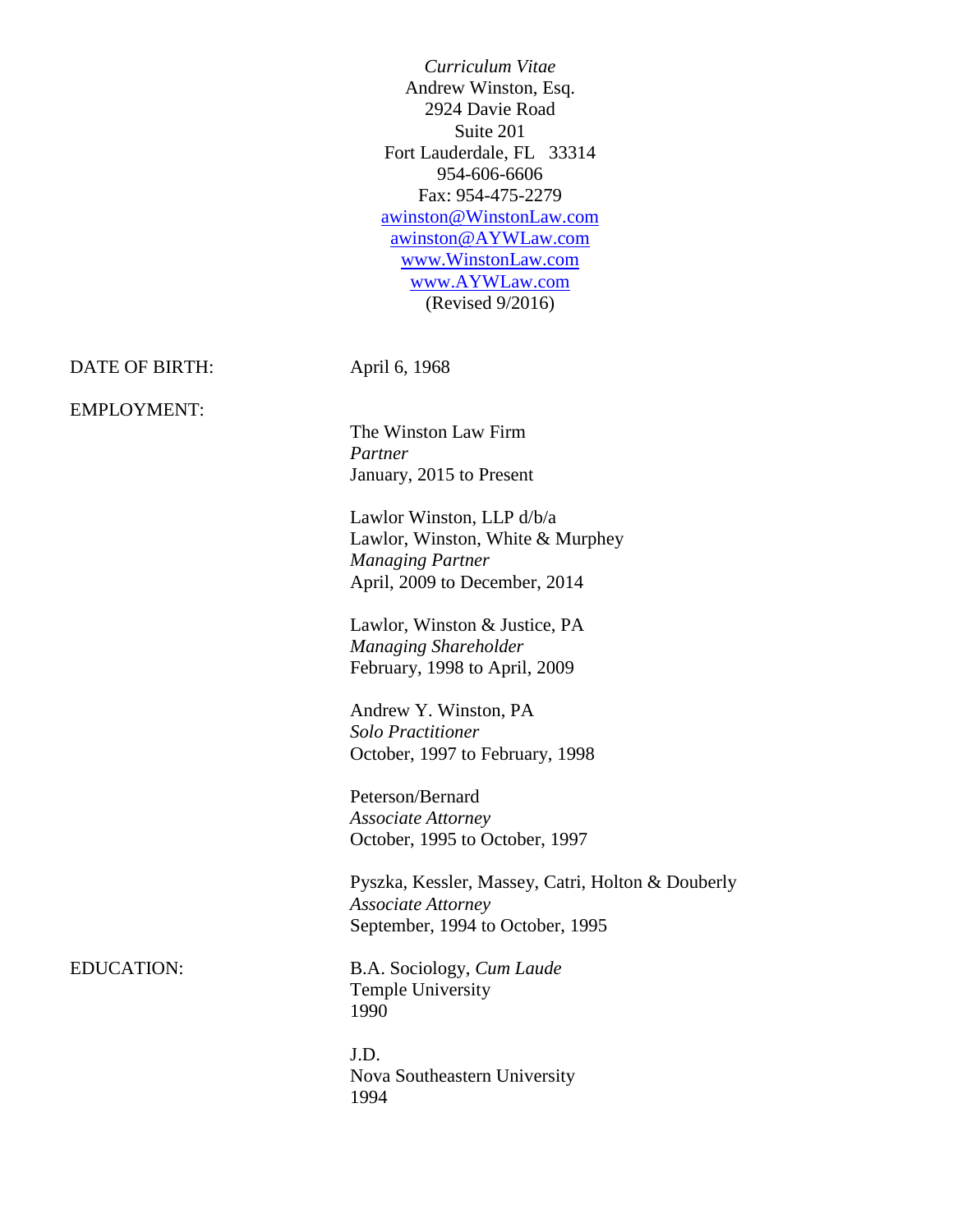*Curriculum Vitae*

Andrew Winston, Esq.
2924 Davie Road
Suite 201
Fort Lauderdale, FL 33314
954-606-6606
Fax: 954-475-2279
awinston@WinstonLaw.com
awinston@AYWLaw.com
www.WinstonLaw.com
www.AYWLaw.com
(Revised 9/2016)

**DATE OF BIRTH:** April 6, 1968

**EMPLOYMENT:**

The Winston Law Firm
*Partner*
January, 2015 to Present

Lawlor Winston, LLP d/b/a
Lawlor, Winston, White & Murphey
*Managing Partner*
April, 2009 to December, 2014

Lawlor, Winston & Justice, PA
*Managing Shareholder*
February, 1998 to April, 2009

Andrew Y. Winston, PA
*Solo Practitioner*
October, 1997 to February, 1998

Peterson/Bernard
*Associate Attorney*
October, 1995 to October, 1997

Pyszka, Kessler, Massey, Catri, Holton & Douberly
*Associate Attorney*
September, 1994 to October, 1995

**EDUCATION:**

B.A. Sociology, *Cum Laude*
Temple University
1990

J.D.
Nova Southeastern University
1994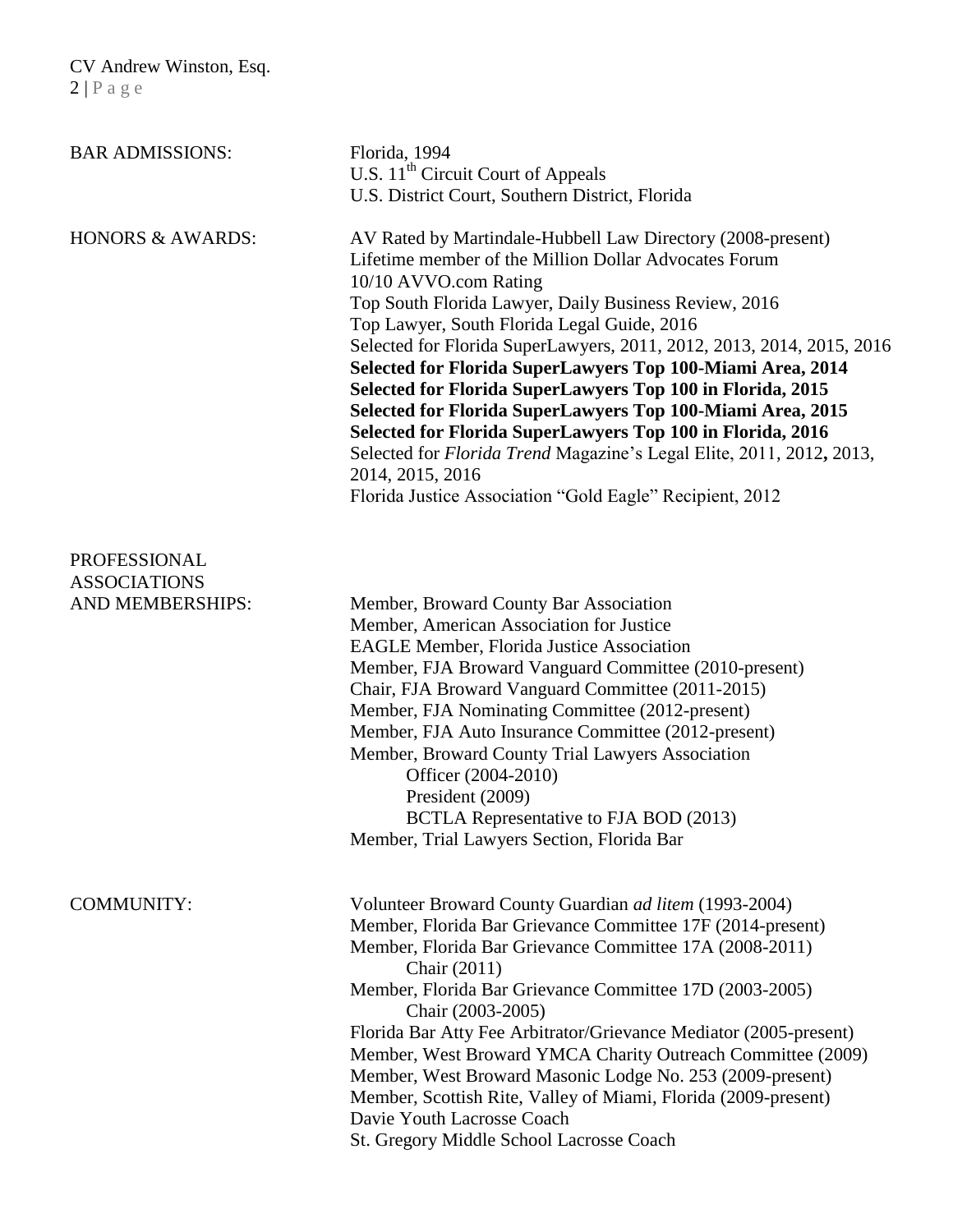## BAR ADMISSIONS:

Florida, 1994
U.S. 11th Circuit Court of Appeals
U.S. District Court, Southern District, Florida

## HONORS & AWARDS:

AV Rated by Martindale-Hubbell Law Directory (2008-present)
Lifetime member of the Million Dollar Advocates Forum
10/10 AVVO.com Rating
Top South Florida Lawyer, Daily Business Review, 2016
Top Lawyer, South Florida Legal Guide, 2016
Selected for Florida SuperLawyers, 2011, 2012, 2013, 2014, 2015, 2016
**Selected for Florida SuperLawyers Top 100-Miami Area, 2014**
**Selected for Florida SuperLawyers Top 100 in Florida, 2015**
**Selected for Florida SuperLawyers Top 100-Miami Area, 2015**
**Selected for Florida SuperLawyers Top 100 in Florida, 2016**
Selected for *Florida Trend* Magazine's Legal Elite, 2011, 2012**,** 2013, 2014, 2015, 2016
Florida Justice Association "Gold Eagle" Recipient, 2012

## PROFESSIONAL ASSOCIATIONS AND MEMBERSHIPS:

Member, Broward County Bar Association
Member, American Association for Justice
EAGLE Member, Florida Justice Association
Member, FJA Broward Vanguard Committee (2010-present)
Chair, FJA Broward Vanguard Committee (2011-2015)
Member, FJA Nominating Committee (2012-present)
Member, FJA Auto Insurance Committee (2012-present)
Member, Broward County Trial Lawyers Association
- Officer (2004-2010)
- President (2009)
- BCTLA Representative to FJA BOD (2013)

Member, Trial Lawyers Section, Florida Bar

## COMMUNITY:

Volunteer Broward County Guardian *ad litem* (1993-2004)
Member, Florida Bar Grievance Committee 17F (2014-present)
Member, Florida Bar Grievance Committee 17A (2008-2011)
- Chair (2011)

Member, Florida Bar Grievance Committee 17D (2003-2005)
- Chair (2003-2005)

Florida Bar Atty Fee Arbitrator/Grievance Mediator (2005-present)
Member, West Broward YMCA Charity Outreach Committee (2009)
Member, West Broward Masonic Lodge No. 253 (2009-present)
Member, Scottish Rite, Valley of Miami, Florida (2009-present)
Davie Youth Lacrosse Coach
St. Gregory Middle School Lacrosse Coach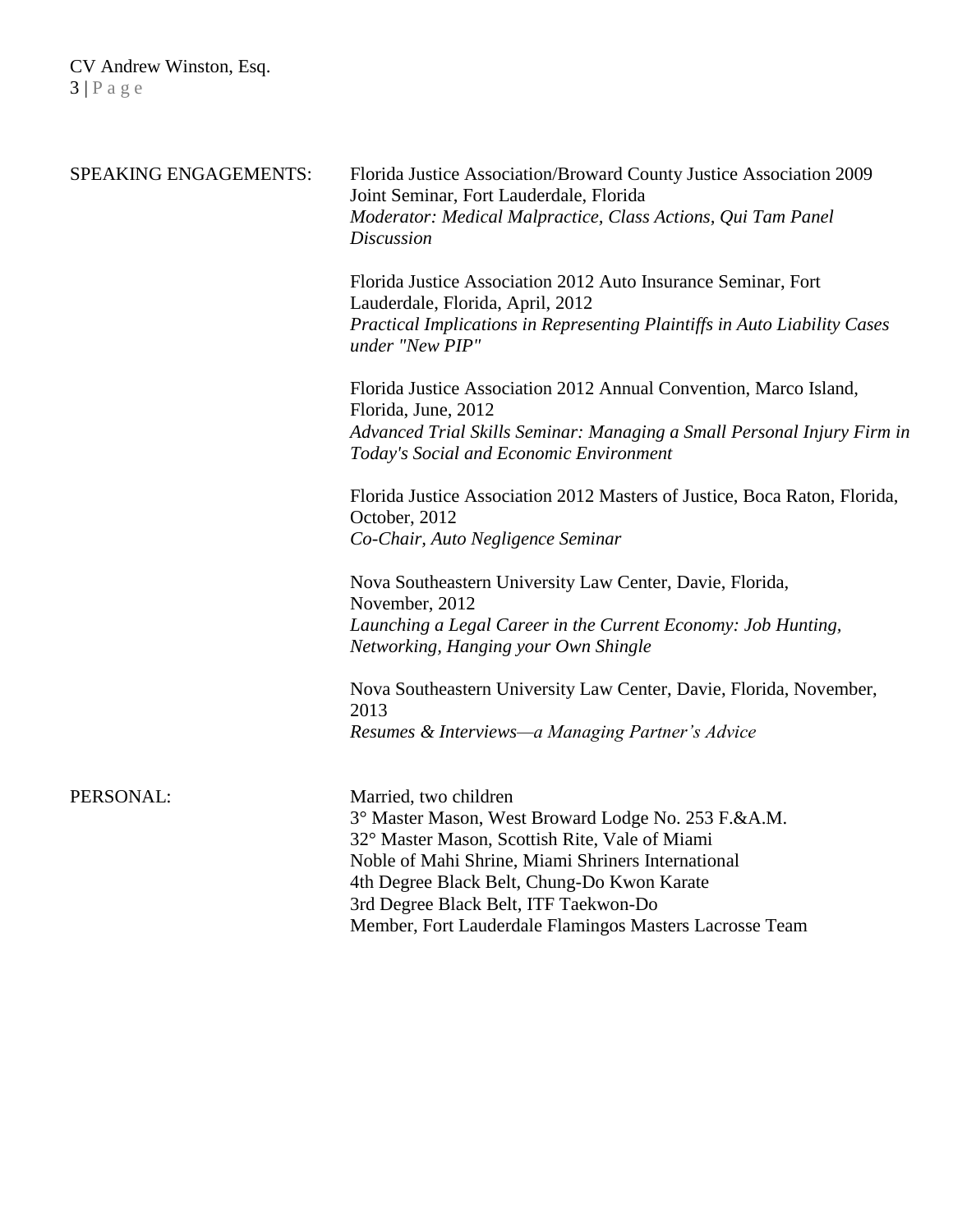SPEAKING ENGAGEMENTS:

Florida Justice Association/Broward County Justice Association 2009 Joint Seminar, Fort Lauderdale, Florida
*Moderator: Medical Malpractice, Class Actions, Qui Tam Panel Discussion*

Florida Justice Association 2012 Auto Insurance Seminar, Fort Lauderdale, Florida, April, 2012
*Practical Implications in Representing Plaintiffs in Auto Liability Cases under "New PIP"*

Florida Justice Association 2012 Annual Convention, Marco Island, Florida, June, 2012
*Advanced Trial Skills Seminar: Managing a Small Personal Injury Firm in Today's Social and Economic Environment*

Florida Justice Association 2012 Masters of Justice, Boca Raton, Florida, October, 2012
*Co-Chair, Auto Negligence Seminar*

Nova Southeastern University Law Center, Davie, Florida, November, 2012
*Launching a Legal Career in the Current Economy: Job Hunting, Networking, Hanging your Own Shingle*

Nova Southeastern University Law Center, Davie, Florida, November, 2013
*Resumes & Interviews—a Managing Partner's Advice*

PERSONAL:

Married, two children
3° Master Mason, West Broward Lodge No. 253 F.&A.M.
32° Master Mason, Scottish Rite, Vale of Miami
Noble of Mahi Shrine, Miami Shriners International
4th Degree Black Belt, Chung-Do Kwon Karate
3rd Degree Black Belt, ITF Taekwon-Do
Member, Fort Lauderdale Flamingos Masters Lacrosse Team